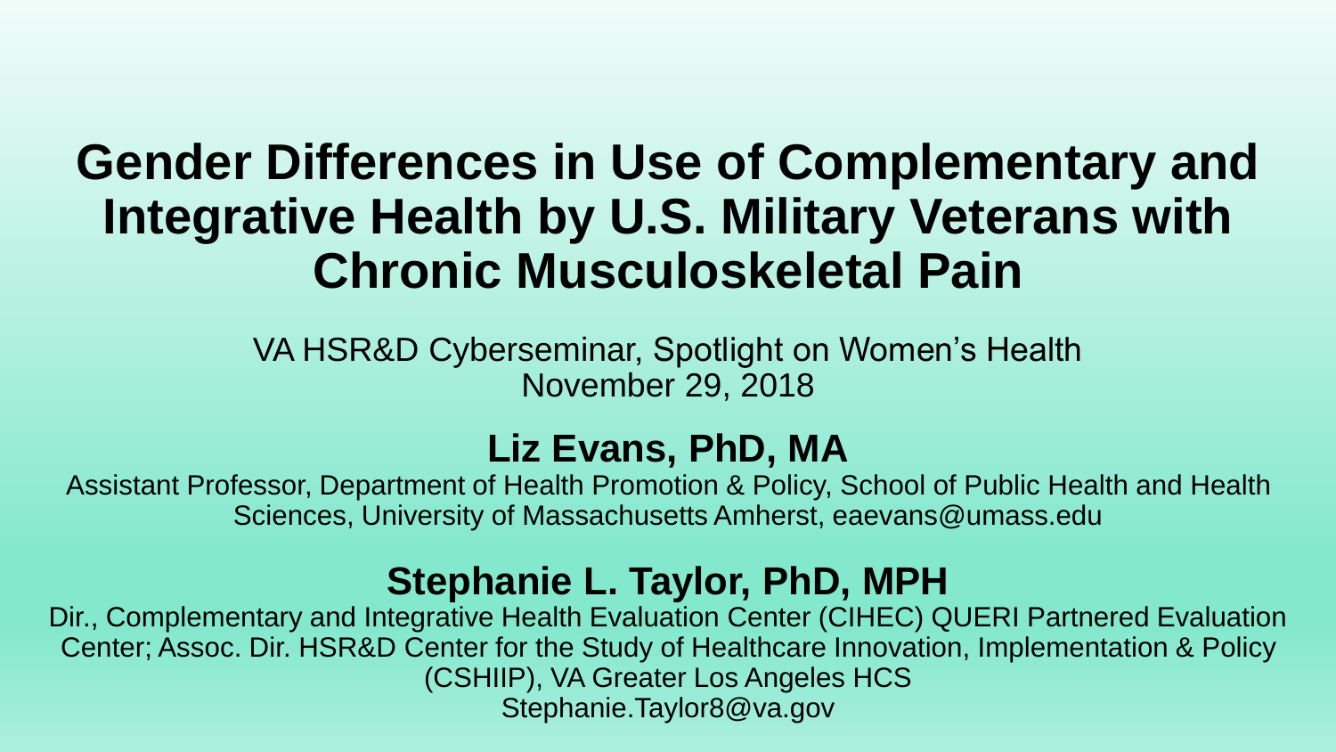# Gender Differences in Use of Complementary and Integrative Health by U.S. Military Veterans with Chronic Musculoskeletal Pain

VA HSR&D Cyberseminar, Spotlight on Women's Health
November 29, 2018

## Liz Evans, PhD, MA

Assistant Professor, Department of Health Promotion & Policy, School of Public Health and Health Sciences, University of Massachusetts Amherst, eaevans@umass.edu

## Stephanie L. Taylor, PhD, MPH

Dir., Complementary and Integrative Health Evaluation Center (CIHEC) QUERI Partnered Evaluation Center; Assoc. Dir. HSR&D Center for the Study of Healthcare Innovation, Implementation & Policy (CSHIIP), VA Greater Los Angeles HCS
Stephanie.Taylor8@va.gov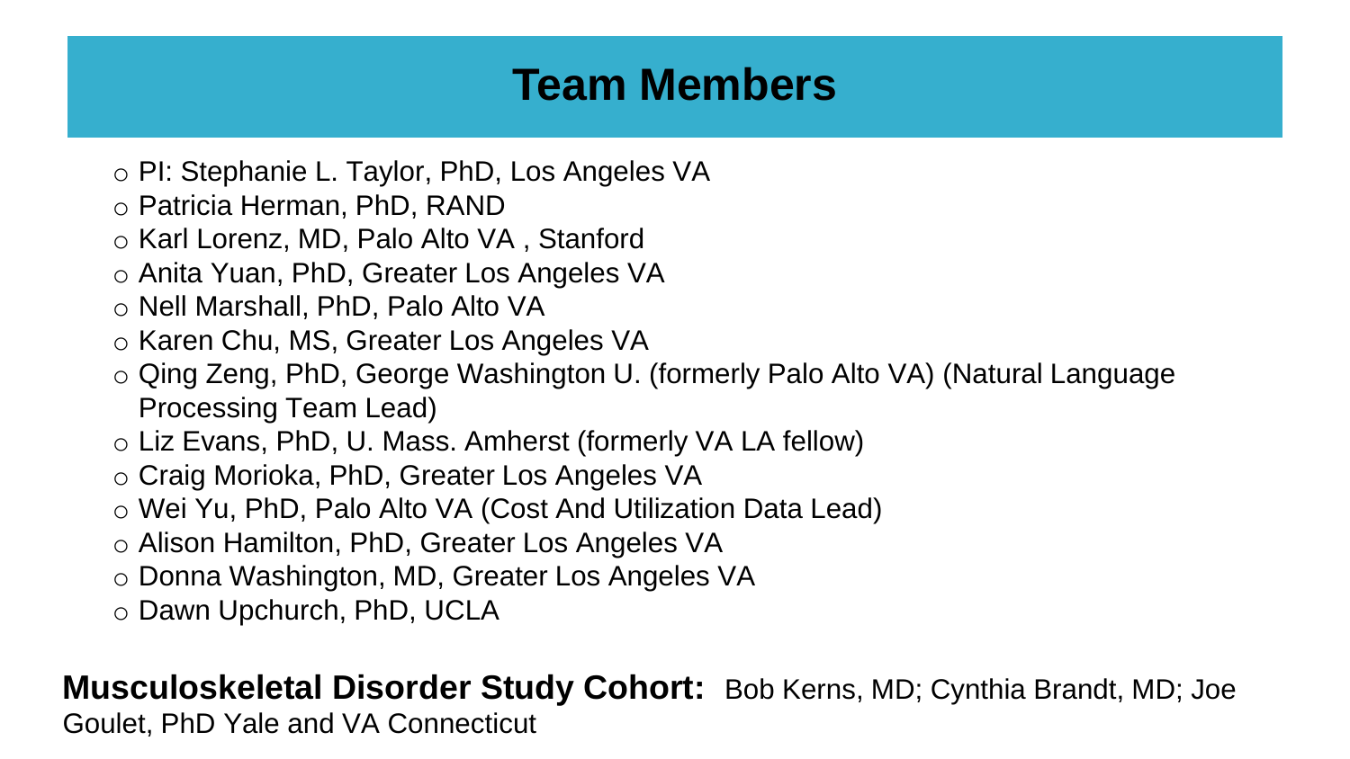# Team Members

- PI: Stephanie L. Taylor, PhD, Los Angeles VA
- Patricia Herman, PhD, RAND
- Karl Lorenz, MD, Palo Alto VA , Stanford
- Anita Yuan, PhD, Greater Los Angeles VA
- Nell Marshall, PhD, Palo Alto VA
- Karen Chu, MS, Greater Los Angeles VA
- Qing Zeng, PhD, George Washington U. (formerly Palo Alto VA) (Natural Language Processing Team Lead)
- Liz Evans, PhD, U. Mass. Amherst (formerly VA LA fellow)
- Craig Morioka, PhD, Greater Los Angeles VA
- Wei Yu, PhD, Palo Alto VA (Cost And Utilization Data Lead)
- Alison Hamilton, PhD, Greater Los Angeles VA
- Donna Washington, MD, Greater Los Angeles VA
- Dawn Upchurch, PhD, UCLA

**Musculoskeletal Disorder Study Cohort:** Bob Kerns, MD; Cynthia Brandt, MD; Joe Goulet, PhD Yale and VA Connecticut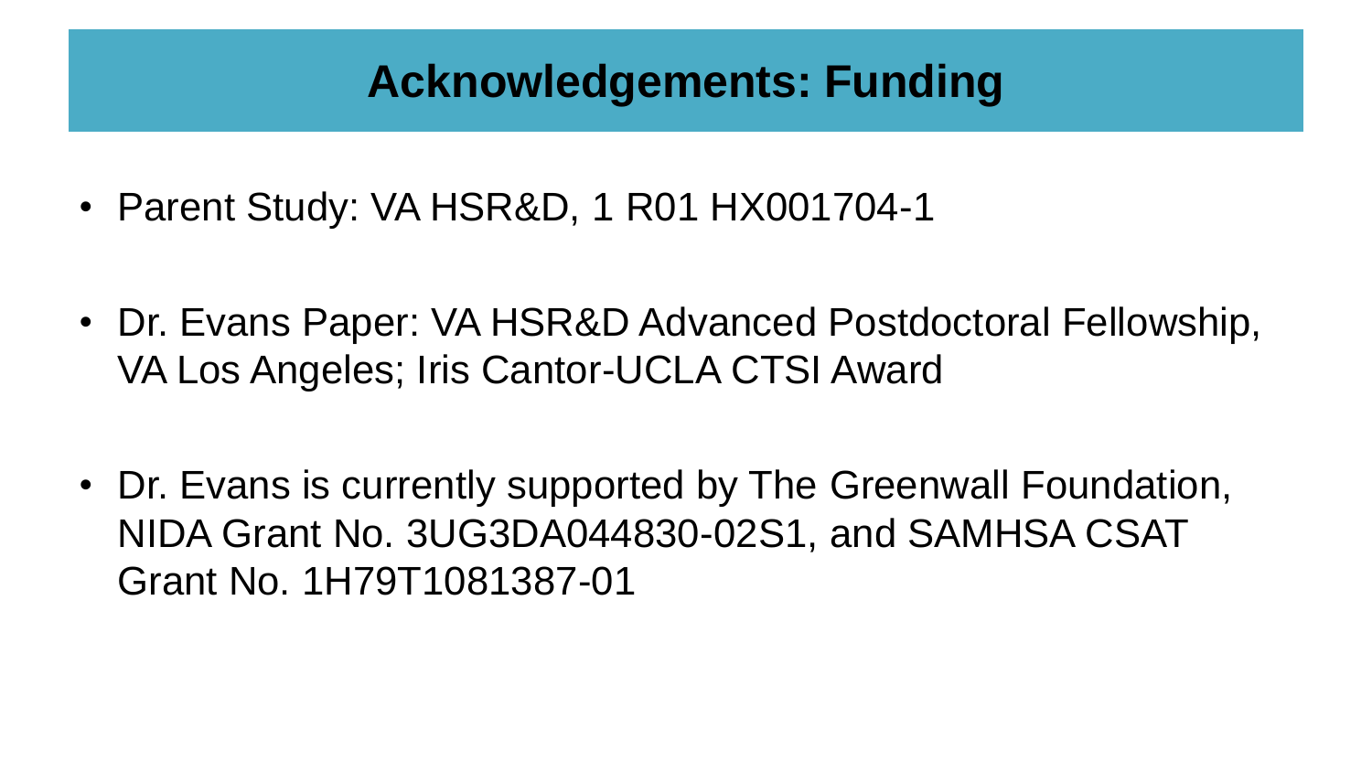# Acknowledgements: Funding

- Parent Study: VA HSR&D, 1 R01 HX001704-1
- Dr. Evans Paper: VA HSR&D Advanced Postdoctoral Fellowship, VA Los Angeles; Iris Cantor-UCLA CTSI Award
- Dr. Evans is currently supported by The Greenwall Foundation, NIDA Grant No. 3UG3DA044830-02S1, and SAMHSA CSAT Grant No. 1H79T1081387-01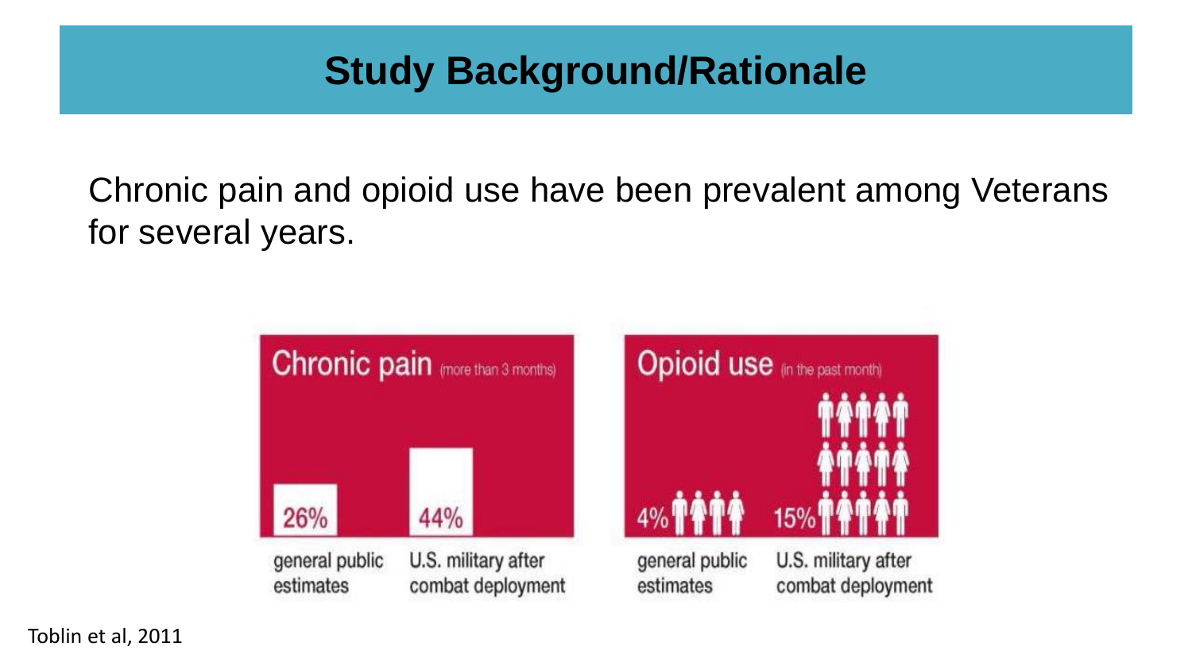# Study Background/Rationale

Chronic pain and opioid use have been prevalent among Veterans for several years.

Chronic pain (more than 3 months)

26%

44%

general public estimates

U.S. military after combat deployment

Opioid use (in the past month)

4%

15%

general public estimates

U.S. military after combat deployment

Toblin et al, 2011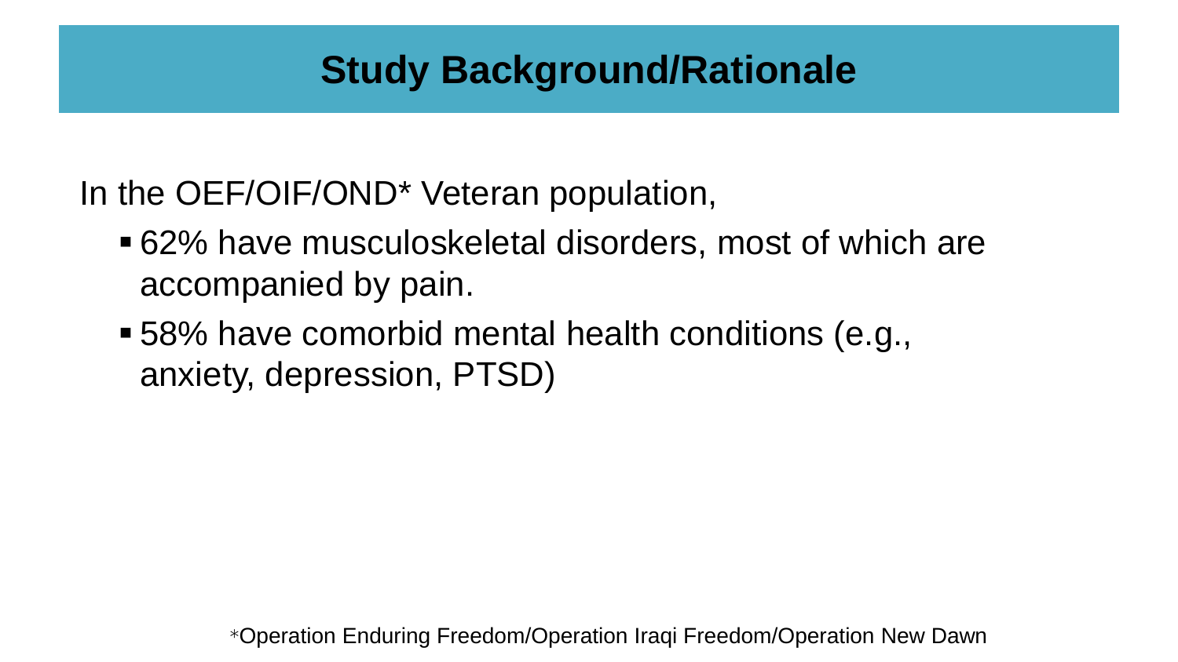# Study Background/Rationale

In the OEF/OIF/OND* Veteran population,

- 62% have musculoskeletal disorders, most of which are accompanied by pain.
- 58% have comorbid mental health conditions (e.g., anxiety, depression, PTSD)

*Operation Enduring Freedom/Operation Iraqi Freedom/Operation New Dawn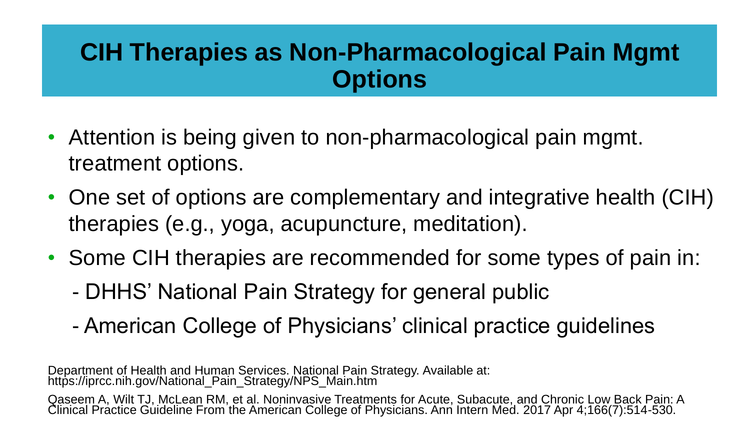# CIH Therapies as Non-Pharmacological Pain Mgmt Options

- Attention is being given to non-pharmacological pain mgmt. treatment options.
- One set of options are complementary and integrative health (CIH) therapies (e.g., yoga, acupuncture, meditation).
- Some CIH therapies are recommended for some types of pain in:
  - DHHS' National Pain Strategy for general public
  - American College of Physicians' clinical practice guidelines

Department of Health and Human Services. National Pain Strategy. Available at: https://iprcc.nih.gov/National_Pain_Strategy/NPS_Main.htm

Qaseem A, Wilt TJ, McLean RM, et al. Noninvasive Treatments for Acute, Subacute, and Chronic Low Back Pain: A Clinical Practice Guideline From the American College of Physicians. Ann Intern Med. 2017 Apr 4;166(7):514-530.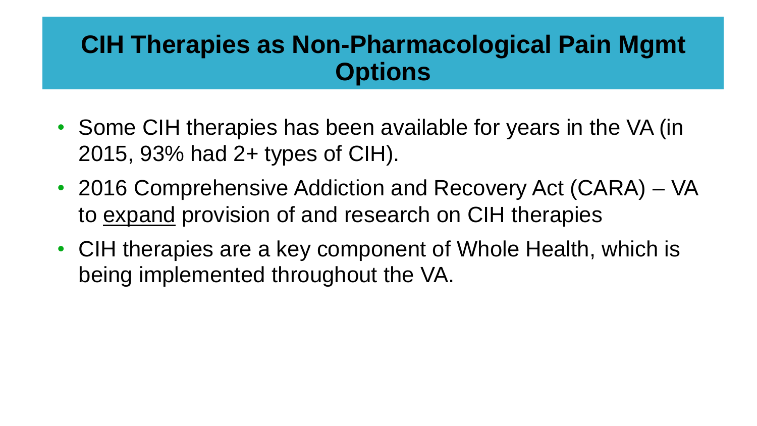# CIH Therapies as Non-Pharmacological Pain Mgmt Options

- Some CIH therapies has been available for years in the VA (in 2015, 93% had 2+ types of CIH).
- 2016 Comprehensive Addiction and Recovery Act (CARA) – VA to <u>expand</u> provision of and research on CIH therapies
- CIH therapies are a key component of Whole Health, which is being implemented throughout the VA.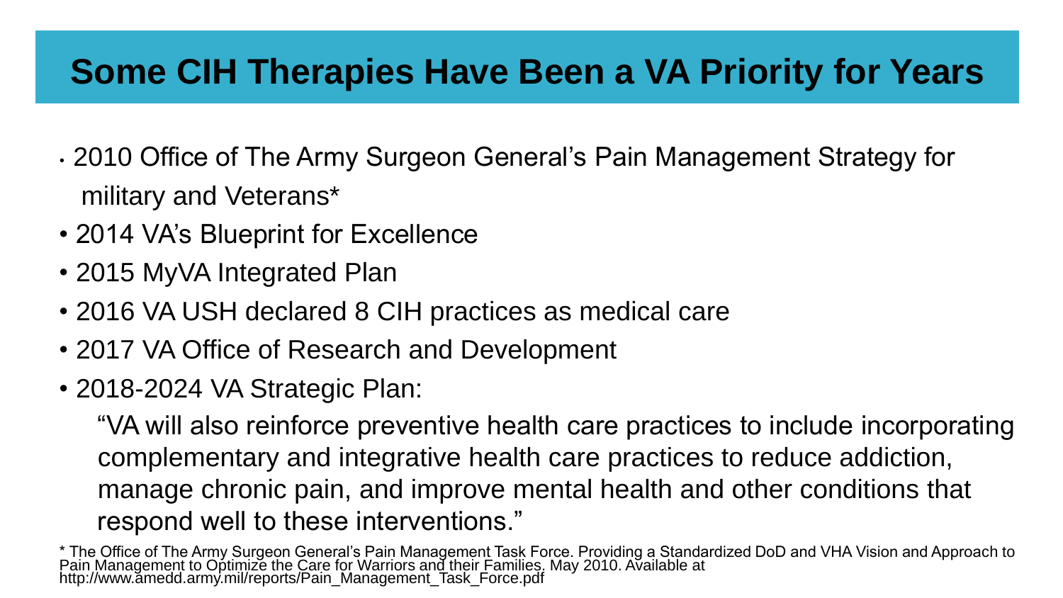# Some CIH Therapies Have Been a VA Priority for Years

- 2010 Office of The Army Surgeon General's Pain Management Strategy for military and Veterans*
- 2014 VA's Blueprint for Excellence
- 2015 MyVA Integrated Plan
- 2016 VA USH declared 8 CIH practices as medical care
- 2017 VA Office of Research and Development
- 2018-2024 VA Strategic Plan:

  "VA will also reinforce preventive health care practices to include incorporating complementary and integrative health care practices to reduce addiction, manage chronic pain, and improve mental health and other conditions that respond well to these interventions."

* The Office of The Army Surgeon General's Pain Management Task Force. Providing a Standardized DoD and VHA Vision and Approach to Pain Management to Optimize the Care for Warriors and their Families. May 2010. Available at http://www.amedd.army.mil/reports/Pain_Management_Task_Force.pdf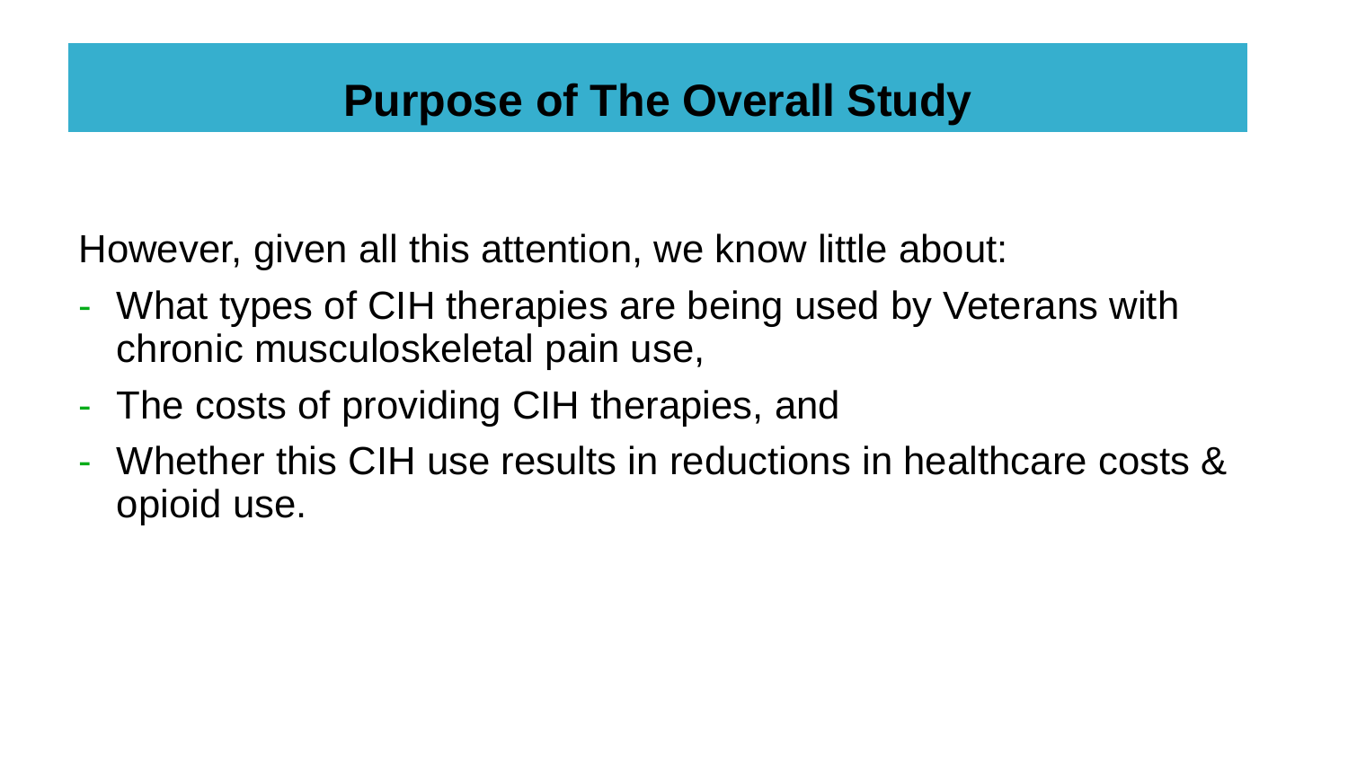# Purpose of The Overall Study

However, given all this attention, we know little about:

- What types of CIH therapies are being used by Veterans with chronic musculoskeletal pain use,
- The costs of providing CIH therapies, and
- Whether this CIH use results in reductions in healthcare costs & opioid use.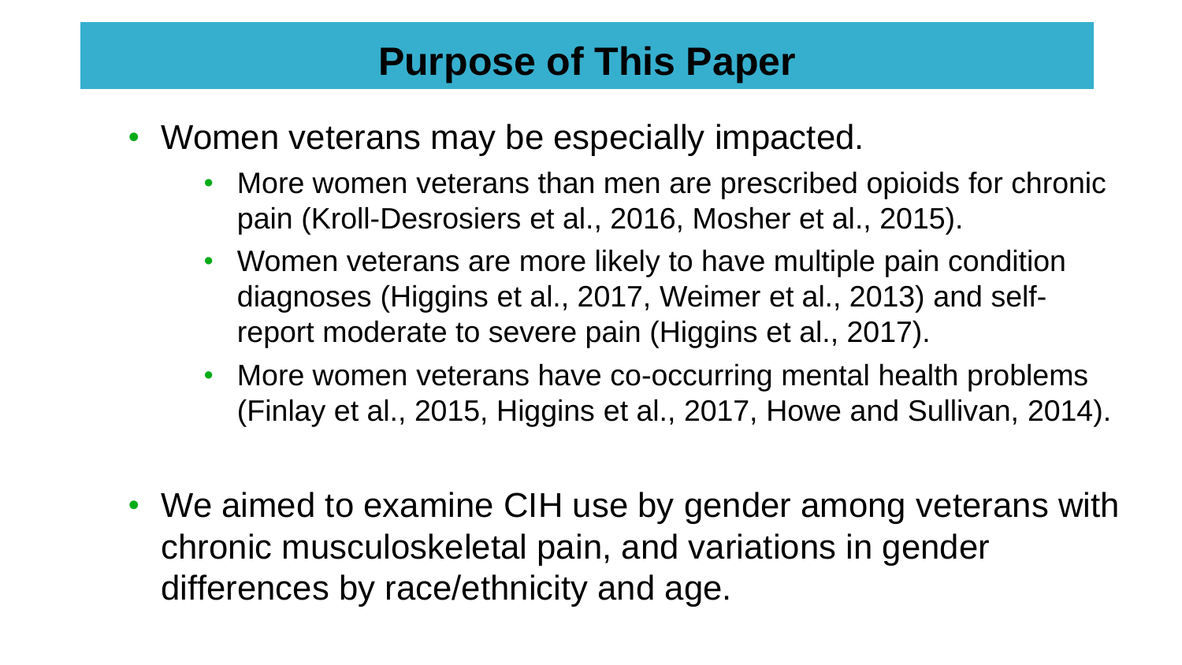# Purpose of This Paper

- Women veterans may be especially impacted.
  - More women veterans than men are prescribed opioids for chronic pain (Kroll-Desrosiers et al., 2016, Mosher et al., 2015).
  - Women veterans are more likely to have multiple pain condition diagnoses (Higgins et al., 2017, Weimer et al., 2013) and self-report moderate to severe pain (Higgins et al., 2017).
  - More women veterans have co-occurring mental health problems (Finlay et al., 2015, Higgins et al., 2017, Howe and Sullivan, 2014).

- We aimed to examine CIH use by gender among veterans with chronic musculoskeletal pain, and variations in gender differences by race/ethnicity and age.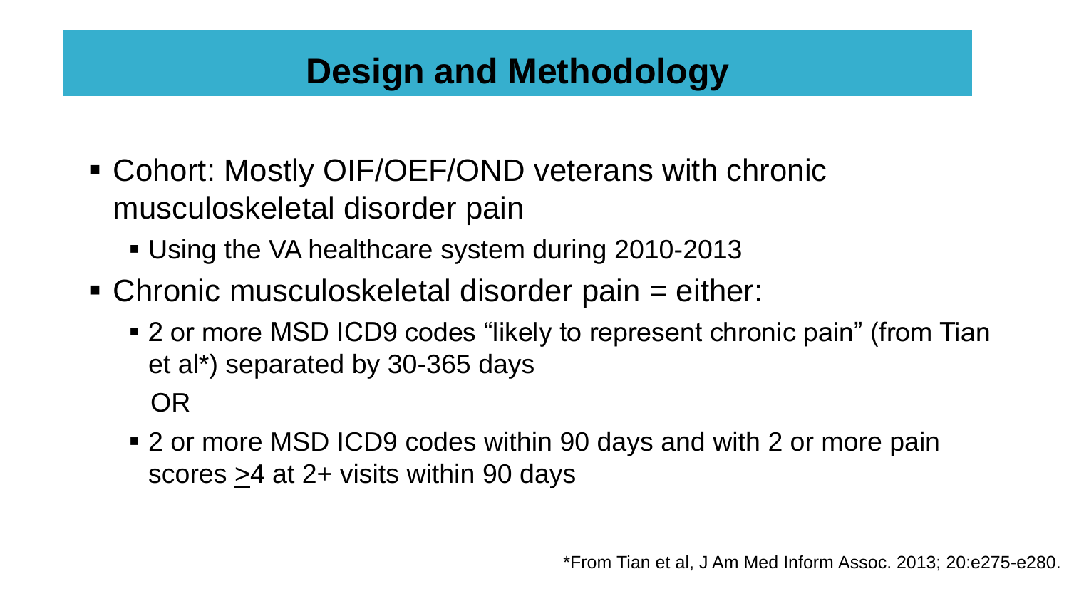# Design and Methodology

- Cohort: Mostly OIF/OEF/OND veterans with chronic musculoskeletal disorder pain
  - Using the VA healthcare system during 2010-2013
- Chronic musculoskeletal disorder pain = either:
  - 2 or more MSD ICD9 codes "likely to represent chronic pain" (from Tian et al*) separated by 30-365 days

    OR
  - 2 or more MSD ICD9 codes within 90 days and with 2 or more pain scores $\geq$4 at 2+ visits within 90 days

*From Tian et al, J Am Med Inform Assoc. 2013; 20:e275-e280.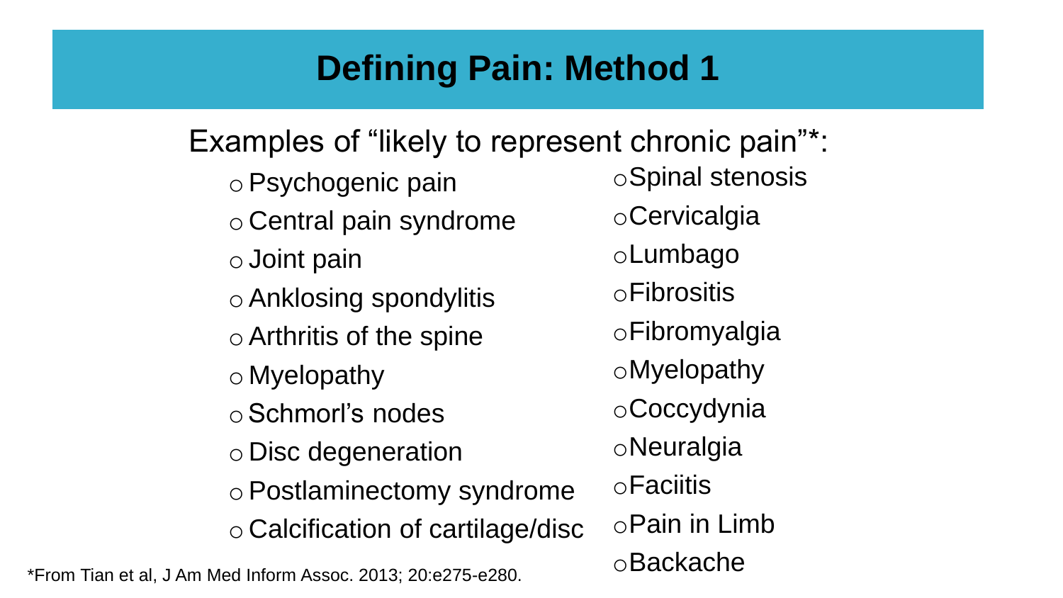# Defining Pain: Method 1

Examples of "likely to represent chronic pain"*:

- Psychogenic pain
- Central pain syndrome
- Joint pain
- Anklosing spondylitis
- Arthritis of the spine
- Myelopathy
- Schmorl's nodes
- Disc degeneration
- Postlaminectomy syndrome
- Calcification of cartilage/disc
- Spinal stenosis
- Cervicalgia
- Lumbago
- Fibrositis
- Fibromyalgia
- Myelopathy
- Coccydynia
- Neuralgia
- Faciitis
- Pain in Limb
- Backache

*From Tian et al, J Am Med Inform Assoc. 2013; 20:e275-e280.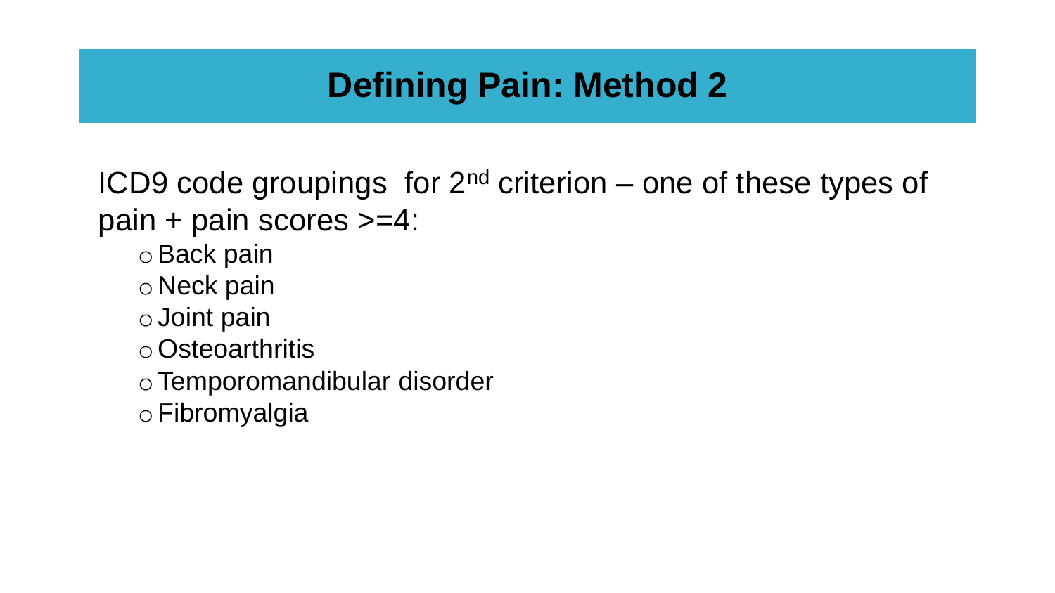# Defining Pain: Method 2

ICD9 code groupings for 2nd criterion – one of these types of pain + pain scores >=4:

- Back pain
- Neck pain
- Joint pain
- Osteoarthritis
- Temporomandibular disorder
- Fibromyalgia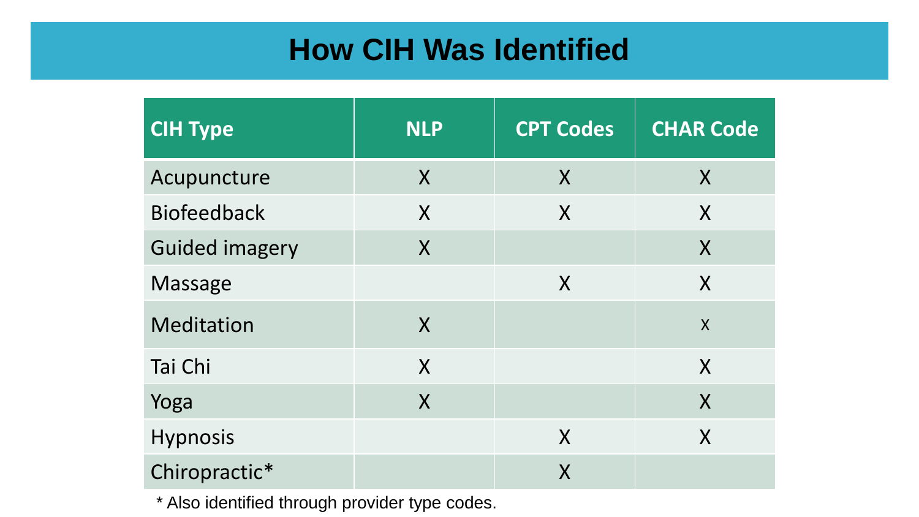# How CIH Was Identified

| CIH Type | NLP | CPT Codes | CHAR Code |
|---|---|---|---|
| Acupuncture | X | X | X |
| Biofeedback | X | X | X |
| Guided imagery | X | | X |
| Massage | | X | X |
| Meditation | X | | X |
| Tai Chi | X | | X |
| Yoga | X | | X |
| Hypnosis | | X | X |
| Chiropractic* | | X | |

\* Also identified through provider type codes.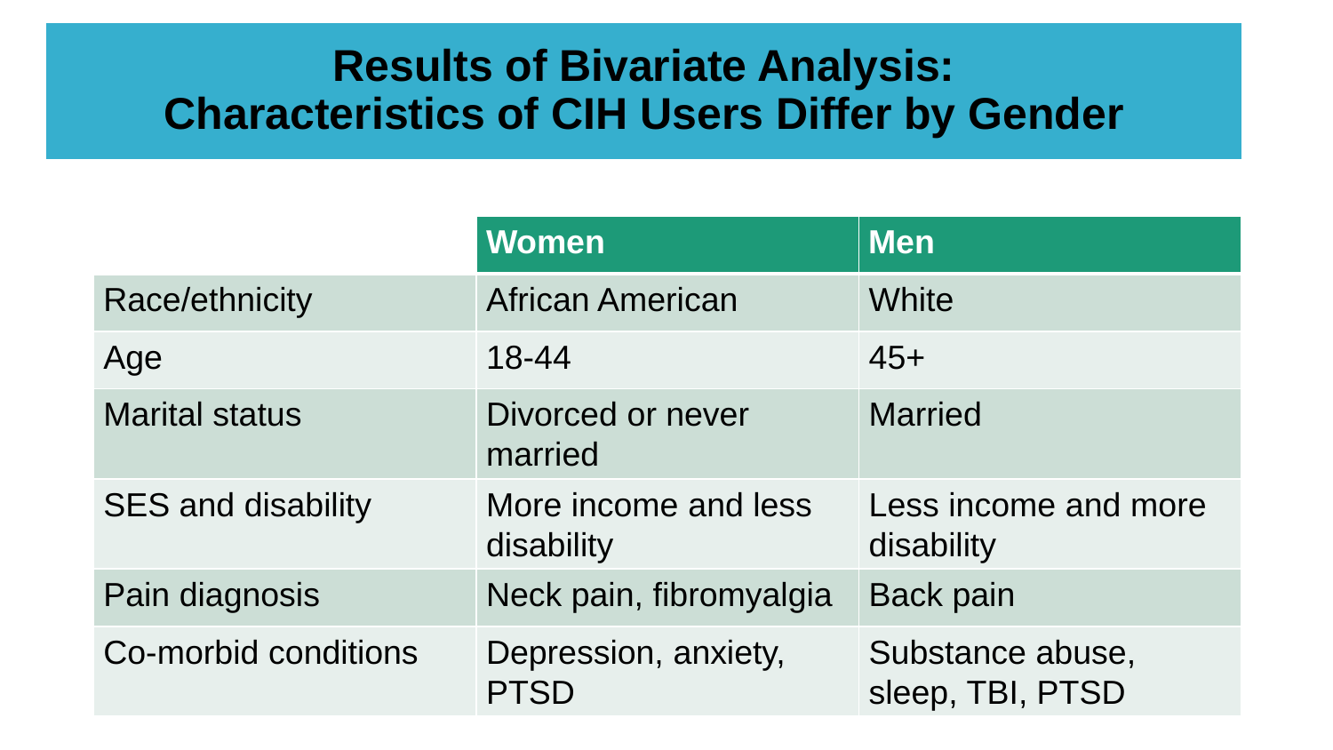# Results of Bivariate Analysis: Characteristics of CIH Users Differ by Gender

| | Women | Men |
|---|---|---|
| Race/ethnicity | African American | White |
| Age | 18-44 | 45+ |
| Marital status | Divorced or never married | Married |
| SES and disability | More income and less disability | Less income and more disability |
| Pain diagnosis | Neck pain, fibromyalgia | Back pain |
| Co-morbid conditions | Depression, anxiety, PTSD | Substance abuse, sleep, TBI, PTSD |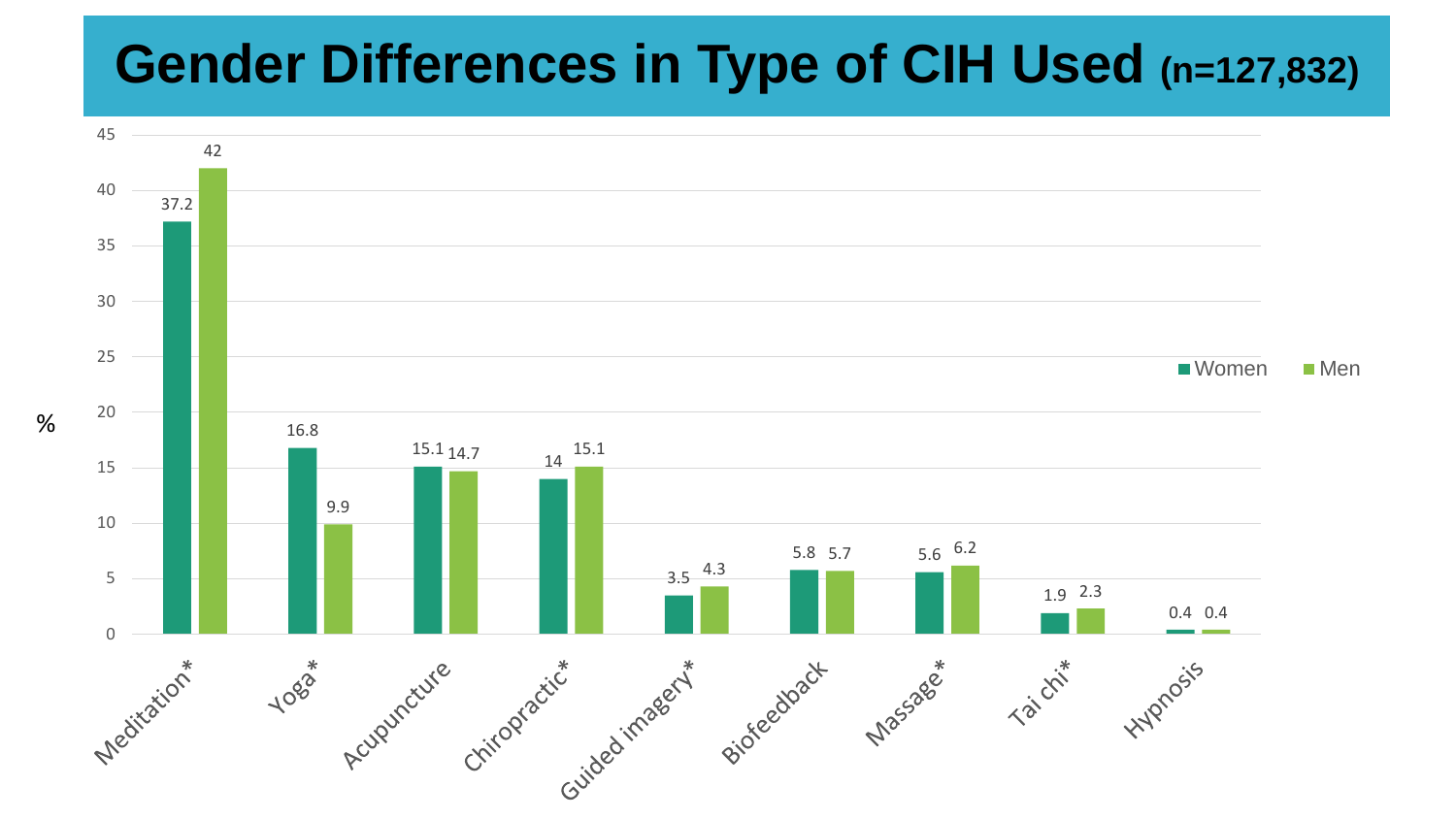# Gender Differences in Type of CIH Used (n=127,832)

%

45
40
35
30
25
20
15
10
5
0

37.2
42

16.8
9.9

15.1
14.7

14
15.1

3.5
4.3

5.8
5.7

5.6
6.2

1.9
2.3

0.4
0.4

Meditation*
Yoga*
Acupuncture
Chiropractic*
Guided imagery*
Biofeedback
Massage*
Tai chi*
Hypnosis

Women
Men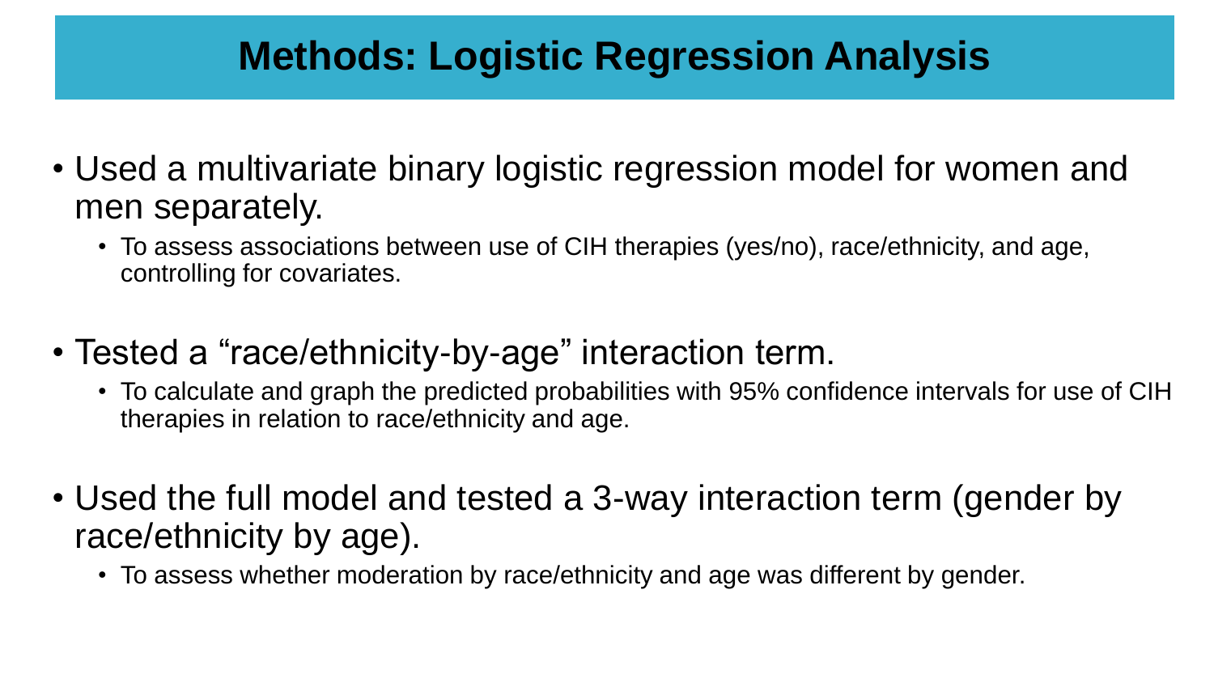# Methods: Logistic Regression Analysis

- Used a multivariate binary logistic regression model for women and men separately.
  - To assess associations between use of CIH therapies (yes/no), race/ethnicity, and age, controlling for covariates.
- Tested a "race/ethnicity-by-age" interaction term.
  - To calculate and graph the predicted probabilities with 95% confidence intervals for use of CIH therapies in relation to race/ethnicity and age.
- Used the full model and tested a 3-way interaction term (gender by race/ethnicity by age).
  - To assess whether moderation by race/ethnicity and age was different by gender.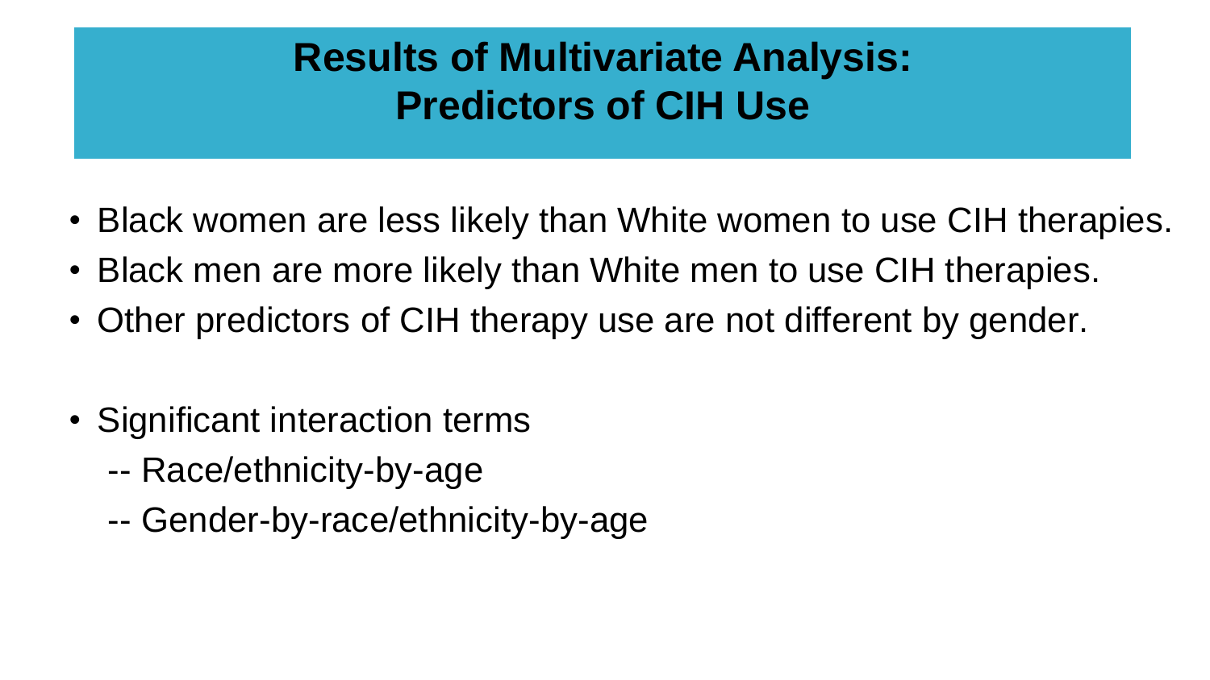# Results of Multivariate Analysis: Predictors of CIH Use

- Black women are less likely than White women to use CIH therapies.
- Black men are more likely than White men to use CIH therapies.
- Other predictors of CIH therapy use are not different by gender.

- Significant interaction terms
  -- Race/ethnicity-by-age
  -- Gender-by-race/ethnicity-by-age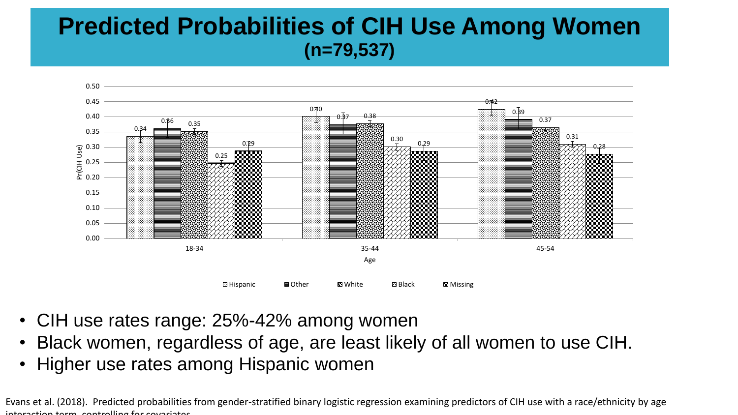# Predicted Probabilities of CIH Use Among Women (n=79,537)

0.50
0.45
0.40
0.35
0.30
0.25
0.20
0.15
0.10
0.05
0.00

Pr(CIH Use)

0.34 0.36 0.35 0.25 0.29

0.40 0.37 0.38 0.30 0.29

0.42 0.39 0.37 0.31 0.28

18-34
35-44
45-54

Age

Hispanic Other White Black Missing

- CIH use rates range: 25%-42% among women
- Black women, regardless of age, are least likely of all women to use CIH.
- Higher use rates among Hispanic women

Evans et al. (2018). Predicted probabilities from gender-stratified binary logistic regression examining predictors of CIH use with a race/ethnicity by age interaction term, controlling for covariates.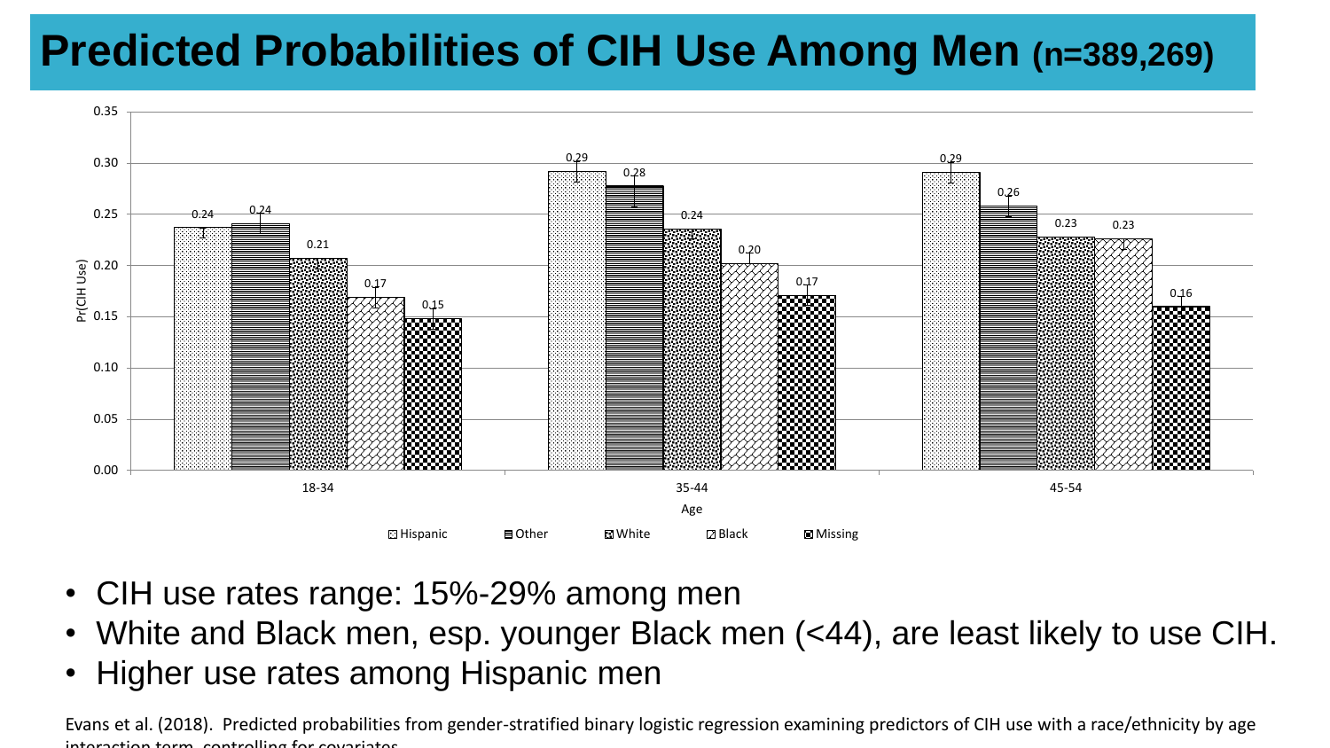# Predicted Probabilities of CIH Use Among Men (n=389,269)

0.35
0.30
0.25
0.20
0.15
0.10
0.05
0.00

Pr(CIH Use)

0.24 0.24 0.21 0.17 0.15

0.29 0.28 0.24 0.20 0.17

0.29 0.26 0.23 0.23 0.16

18-34
35-44
45-54

Age

Hispanic Other White Black Missing

- CIH use rates range: 15%-29% among men
- White and Black men, esp. younger Black men (<44), are least likely to use CIH.
- Higher use rates among Hispanic men

Evans et al. (2018). Predicted probabilities from gender-stratified binary logistic regression examining predictors of CIH use with a race/ethnicity by age interaction term, controlling for covariates.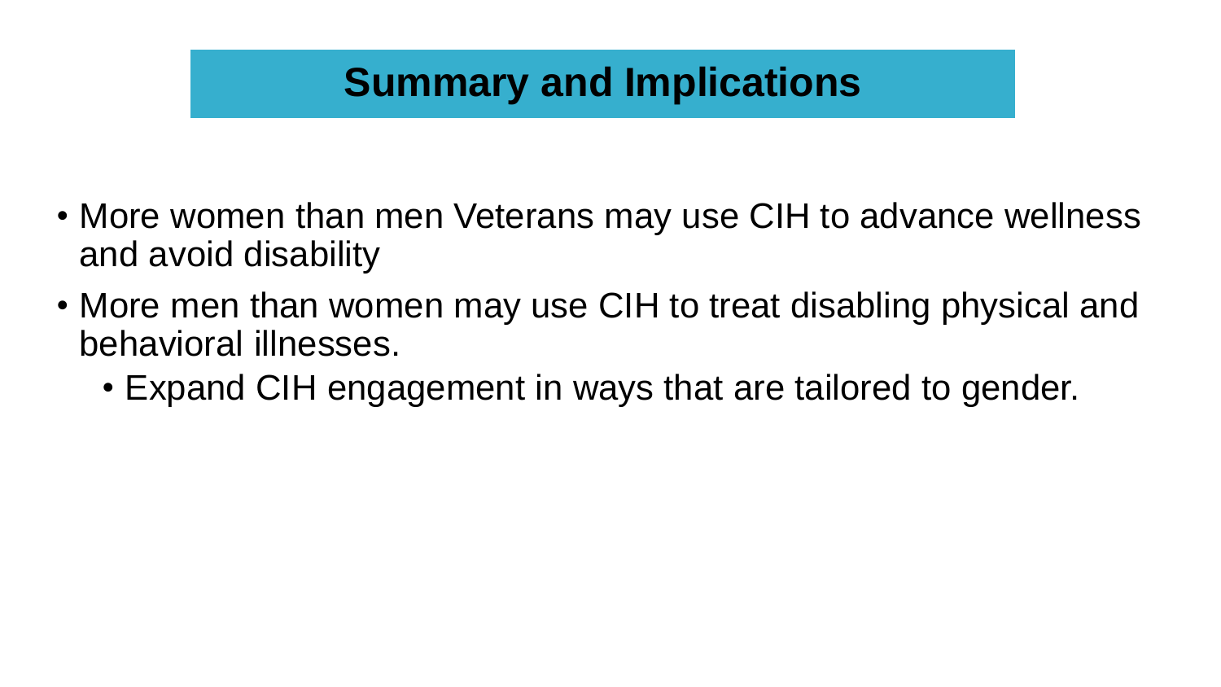# Summary and Implications

- More women than men Veterans may use CIH to advance wellness and avoid disability
- More men than women may use CIH to treat disabling physical and behavioral illnesses.
  - Expand CIH engagement in ways that are tailored to gender.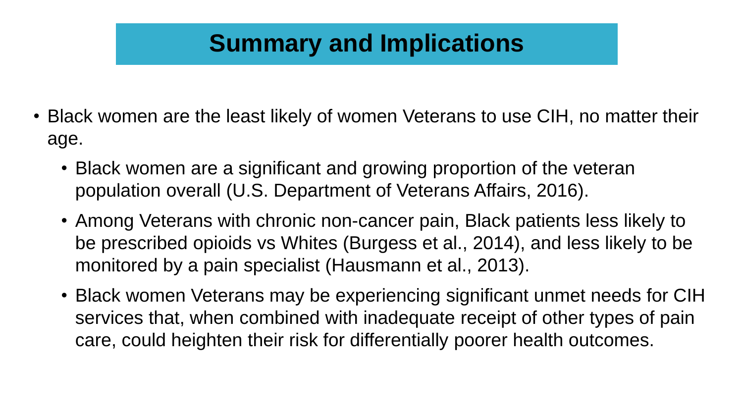# Summary and Implications

- Black women are the least likely of women Veterans to use CIH, no matter their age.
  - Black women are a significant and growing proportion of the veteran population overall (U.S. Department of Veterans Affairs, 2016).
  - Among Veterans with chronic non-cancer pain, Black patients less likely to be prescribed opioids vs Whites (Burgess et al., 2014), and less likely to be monitored by a pain specialist (Hausmann et al., 2013).
  - Black women Veterans may be experiencing significant unmet needs for CIH services that, when combined with inadequate receipt of other types of pain care, could heighten their risk for differentially poorer health outcomes.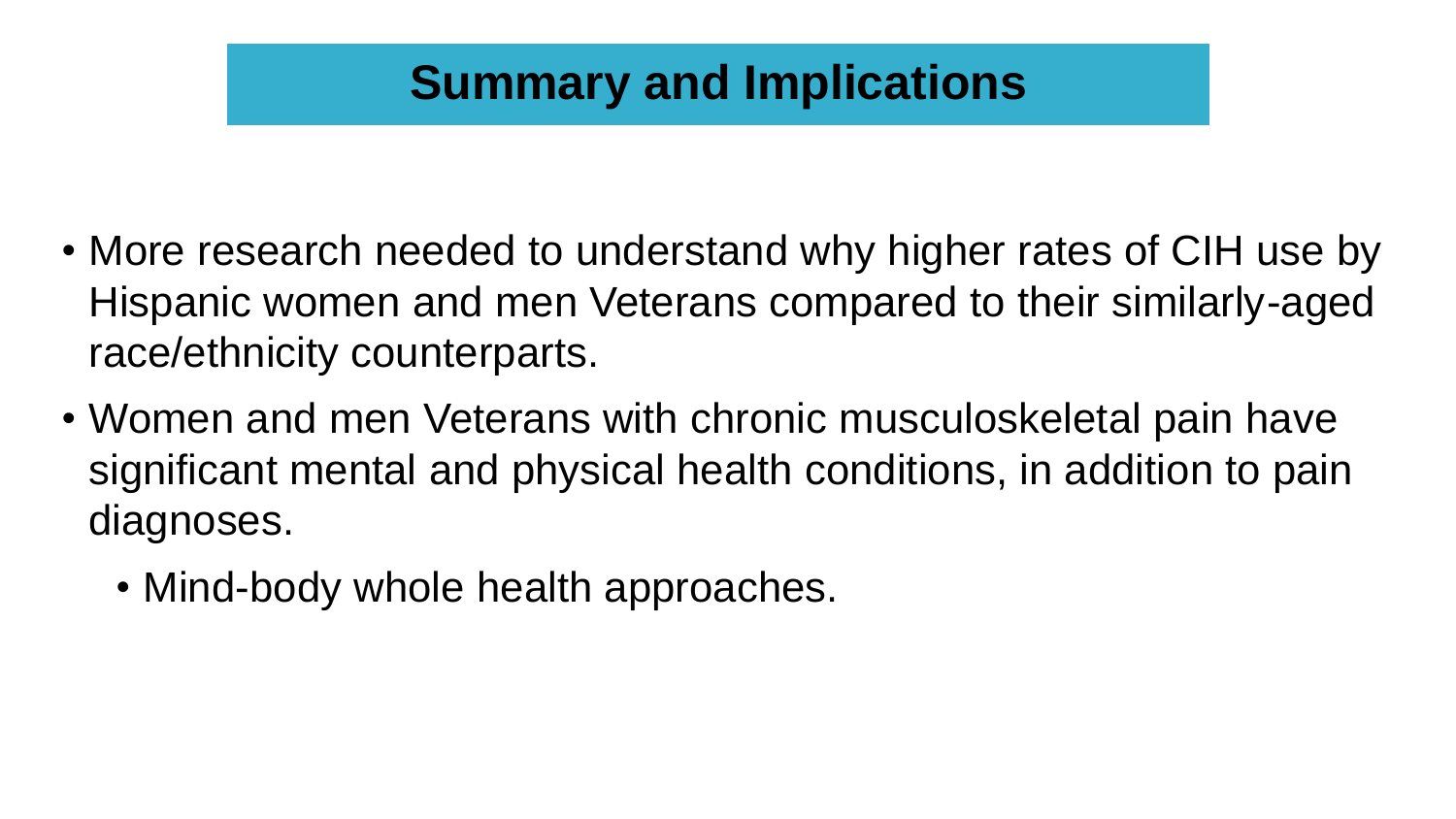# Summary and Implications

- More research needed to understand why higher rates of CIH use by Hispanic women and men Veterans compared to their similarly-aged race/ethnicity counterparts.
- Women and men Veterans with chronic musculoskeletal pain have significant mental and physical health conditions, in addition to pain diagnoses.
  - Mind-body whole health approaches.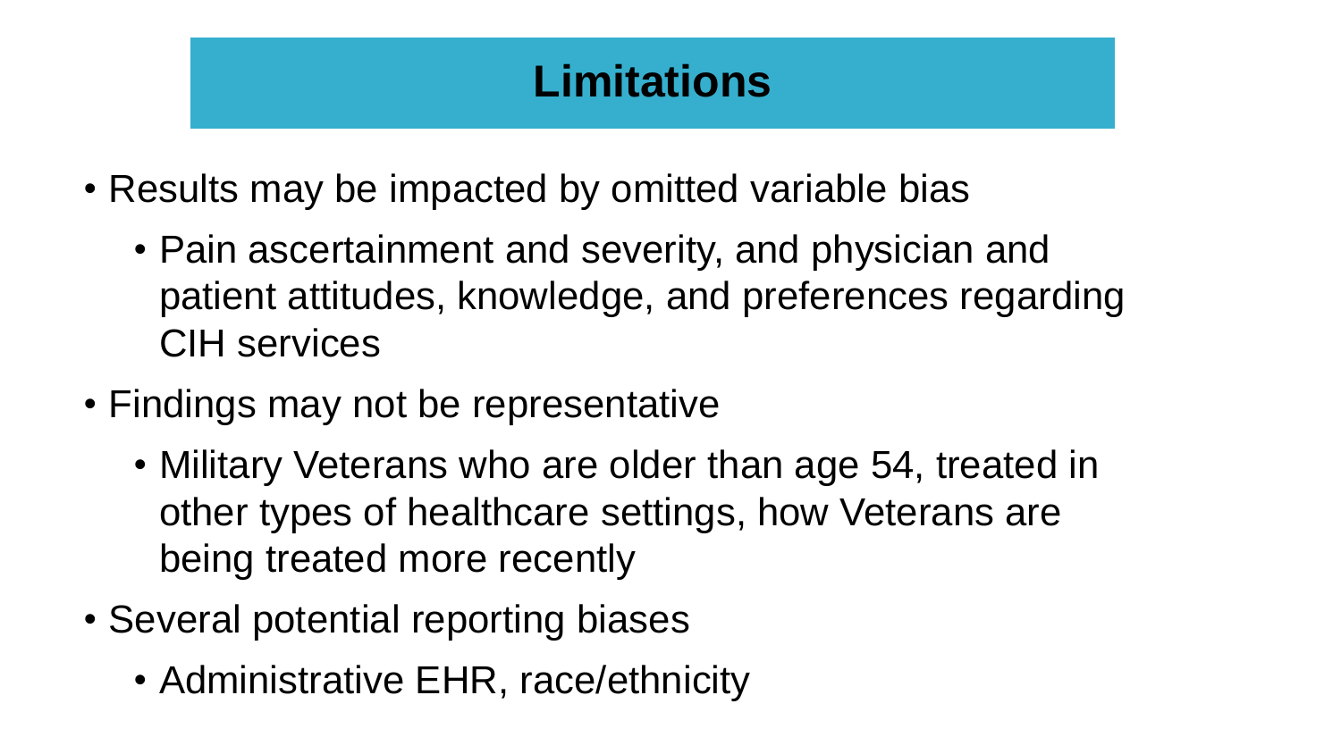# Limitations

- Results may be impacted by omitted variable bias
  - Pain ascertainment and severity, and physician and patient attitudes, knowledge, and preferences regarding CIH services
- Findings may not be representative
  - Military Veterans who are older than age 54, treated in other types of healthcare settings, how Veterans are being treated more recently
- Several potential reporting biases
  - Administrative EHR, race/ethnicity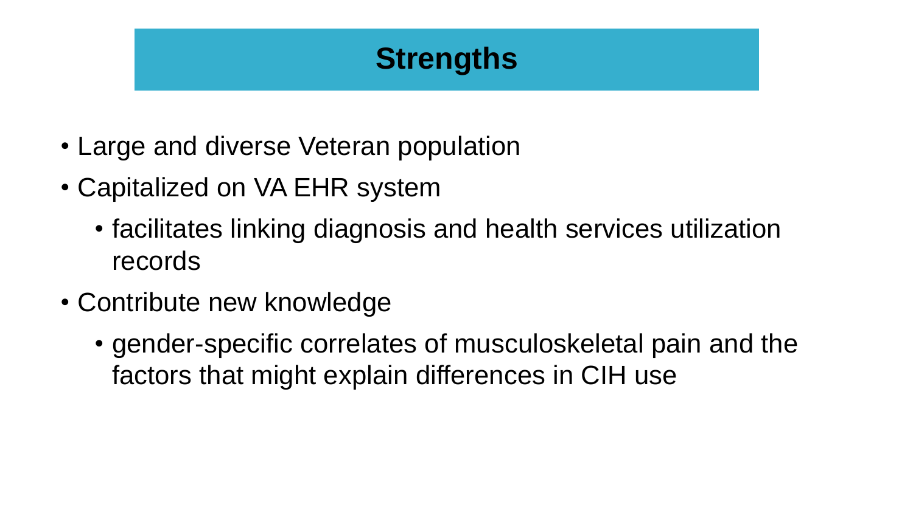# Strengths

- Large and diverse Veteran population
- Capitalized on VA EHR system
  - facilitates linking diagnosis and health services utilization records
- Contribute new knowledge
  - gender-specific correlates of musculoskeletal pain and the factors that might explain differences in CIH use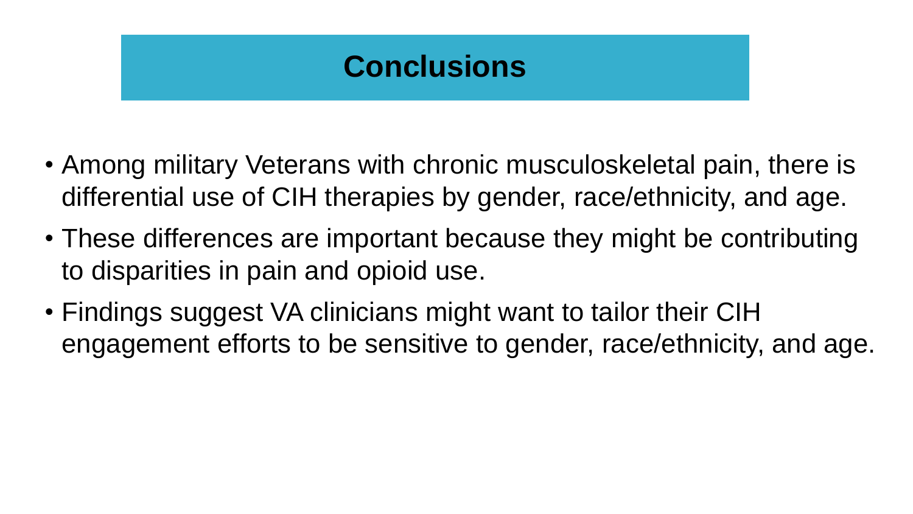# Conclusions

- Among military Veterans with chronic musculoskeletal pain, there is differential use of CIH therapies by gender, race/ethnicity, and age.
- These differences are important because they might be contributing to disparities in pain and opioid use.
- Findings suggest VA clinicians might want to tailor their CIH engagement efforts to be sensitive to gender, race/ethnicity, and age.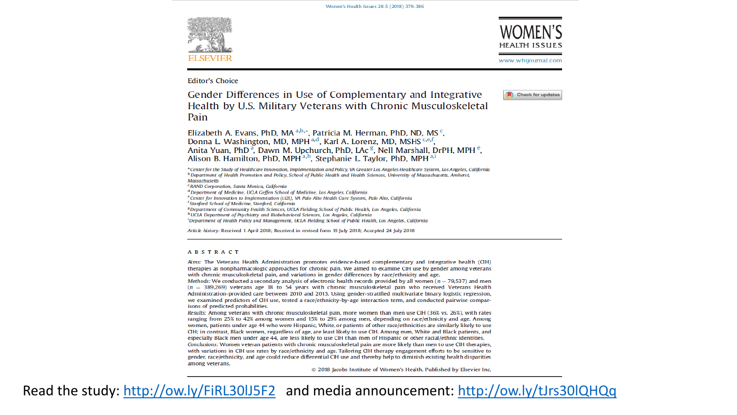Women's Health Issues 28-5 (2018) 379–386

ELSEVIER

# WOMEN'S HEALTH ISSUES

www.whijournal.com

Editor's Choice

# Gender Differences in Use of Complementary and Integrative Health by U.S. Military Veterans with Chronic Musculoskeletal Pain

Check for updates

Elizabeth A. Evans, PhD, MA [a,b,*], Patricia M. Herman, PhD, ND, MS [c], Donna L. Washington, MD, MPH [a,d], Karl A. Lorenz, MD, MSHS [c,e,f], Anita Yuan, PhD [d], Dawn M. Upchurch, PhD, LAc [g], Nell Marshall, DrPH, MPH [e], Alison B. Hamilton, PhD, MPH [a,h], Stephanie L. Taylor, PhD, MPH [a,i]

[a] *Center for the Study of Healthcare Innovation, Implementation and Policy, VA Greater Los Angeles Healthcare System, Los Angeles, California*
[b] *Department of Health Promotion and Policy, School of Public Health and Health Sciences, University of Massachusetts, Amherst, Massachusetts*
[c] *RAND Corporation, Santa Monica, California*
[d] *Department of Medicine, UCLA Geffen School of Medicine, Los Angeles, California*
[e] *Center for Innovation to Implementation (ci2i), VA Palo Alto Health Care System, Palo Alto, California*
[f] *Stanford School of Medicine, Stanford, California*
[g] *Department of Community Health Sciences, UCLA Fielding School of Public Health, Los Angeles, California*
[h] *UCLA Department of Psychiatry and Biobehavioral Sciences, Los Angeles, California*
[i] *Department of Health Policy and Management, UCLA Fielding School of Public Health, Los Angeles, California*

*Article history:* Received 1 April 2018; Received in revised form 19 July 2018; Accepted 24 July 2018

## ABSTRACT

*Aims:* The Veterans Health Administration promotes evidence-based complementary and integrative health (CIH) therapies as nonpharmacologic approaches for chronic pain. We aimed to examine CIH use by gender among veterans with chronic musculoskeletal pain, and variations in gender differences by race/ethnicity and age.

*Methods:* We conducted a secondary analysis of electronic health records provided by all women ($n = 79,537$) and men ($n = 389,269$) veterans age 18 to 54 years with chronic musculoskeletal pain who received Veterans Health Administration-provided care between 2010 and 2013. Using gender-stratified multivariate binary logistic regression, we examined predictors of CIH use, tested a race/ethnicity-by-age interaction term, and conducted pairwise comparisons of predicted probabilities.

*Results:* Among veterans with chronic musculoskeletal pain, more women than men use CIH (36% vs. 26%), with rates ranging from 25% to 42% among women and 15% to 29% among men, depending on race/ethnicity and age. Among women, patients under age 44 who were Hispanic, White, or patients of other race/ethnicities are similarly likely to use CIH; in contrast, Black women, regardless of age, are least likely to use CIH. Among men, White and Black patients, and especially Black men under age 44, are less likely to use CIH than men of Hispanic or other racial/ethnic identities.

*Conclusions:* Women veteran patients with chronic musculoskeletal pain are more likely than men to use CIH therapies, with variations in CIH use rates by race/ethnicity and age. Tailoring CIH therapy engagement efforts to be sensitive to gender, race/ethnicity, and age could reduce differential CIH use and thereby help to diminish existing health disparities among veterans.

© 2018 Jacobs Institute of Women's Health. Published by Elsevier Inc.

Read the study: http://ow.ly/FiRL30lJ5F2 and media announcement: http://ow.ly/tJrs30lQHQq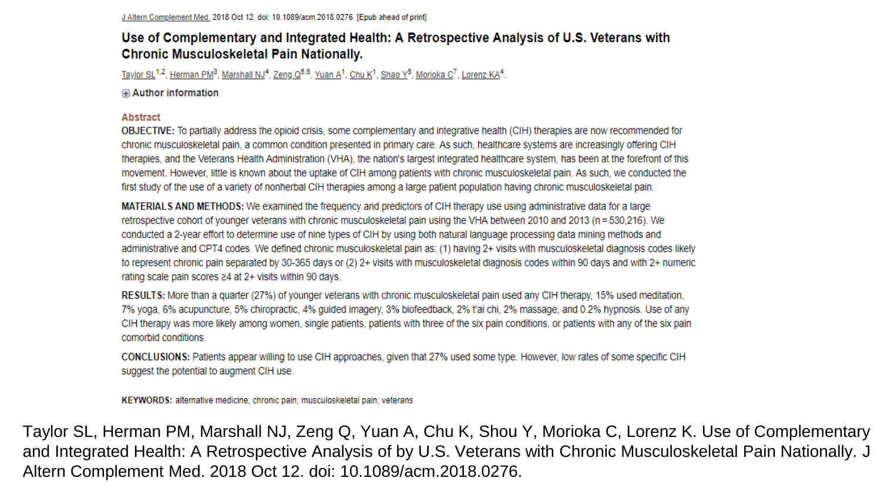J Altern Complement Med. 2018 Oct 12. doi: 10.1089/acm.2018.0276. [Epub ahead of print]

## Use of Complementary and Integrated Health: A Retrospective Analysis of U.S. Veterans with Chronic Musculoskeletal Pain Nationally.

Taylor SL[1,2], Herman PM[3], Marshall NJ[4], Zeng Q[5,6], Yuan A[1], Chu K[1], Shao Y[5], Morioka C[7], Lorenz KA[4].

⊕ Author information

### Abstract

**OBJECTIVE:** To partially address the opioid crisis, some complementary and integrative health (CIH) therapies are now recommended for chronic musculoskeletal pain, a common condition presented in primary care. As such, healthcare systems are increasingly offering CIH therapies, and the Veterans Health Administration (VHA), the nation's largest integrated healthcare system, has been at the forefront of this movement. However, little is known about the uptake of CIH among patients with chronic musculoskeletal pain. As such, we conducted the first study of the use of a variety of nonherbal CIH therapies among a large patient population having chronic musculoskeletal pain.

**MATERIALS AND METHODS:** We examined the frequency and predictors of CIH therapy use using administrative data for a large retrospective cohort of younger veterans with chronic musculoskeletal pain using the VHA between 2010 and 2013 (n = 530,216). We conducted a 2-year effort to determine use of nine types of CIH by using both natural language processing data mining methods and administrative and CPT4 codes. We defined chronic musculoskeletal pain as: (1) having 2+ visits with musculoskeletal diagnosis codes likely to represent chronic pain separated by 30-365 days or (2) 2+ visits with musculoskeletal diagnosis codes within 90 days and with 2+ numeric rating scale pain scores ≥4 at 2+ visits within 90 days.

**RESULTS:** More than a quarter (27%) of younger veterans with chronic musculoskeletal pain used any CIH therapy, 15% used meditation, 7% yoga, 6% acupuncture, 5% chiropractic, 4% guided imagery, 3% biofeedback, 2% t'ai chi, 2% massage, and 0.2% hypnosis. Use of any CIH therapy was more likely among women, single patients, patients with three of the six pain conditions, or patients with any of the six pain comorbid conditions.

**CONCLUSIONS:** Patients appear willing to use CIH approaches, given that 27% used some type. However, low rates of some specific CIH suggest the potential to augment CIH use.

**KEYWORDS:** alternative medicine; chronic pain; musculoskeletal pain; veterans

Taylor SL, Herman PM, Marshall NJ, Zeng Q, Yuan A, Chu K, Shou Y, Morioka C, Lorenz K. Use of Complementary and Integrated Health: A Retrospective Analysis of by U.S. Veterans with Chronic Musculoskeletal Pain Nationally. J Altern Complement Med. 2018 Oct 12. doi: 10.1089/acm.2018.0276.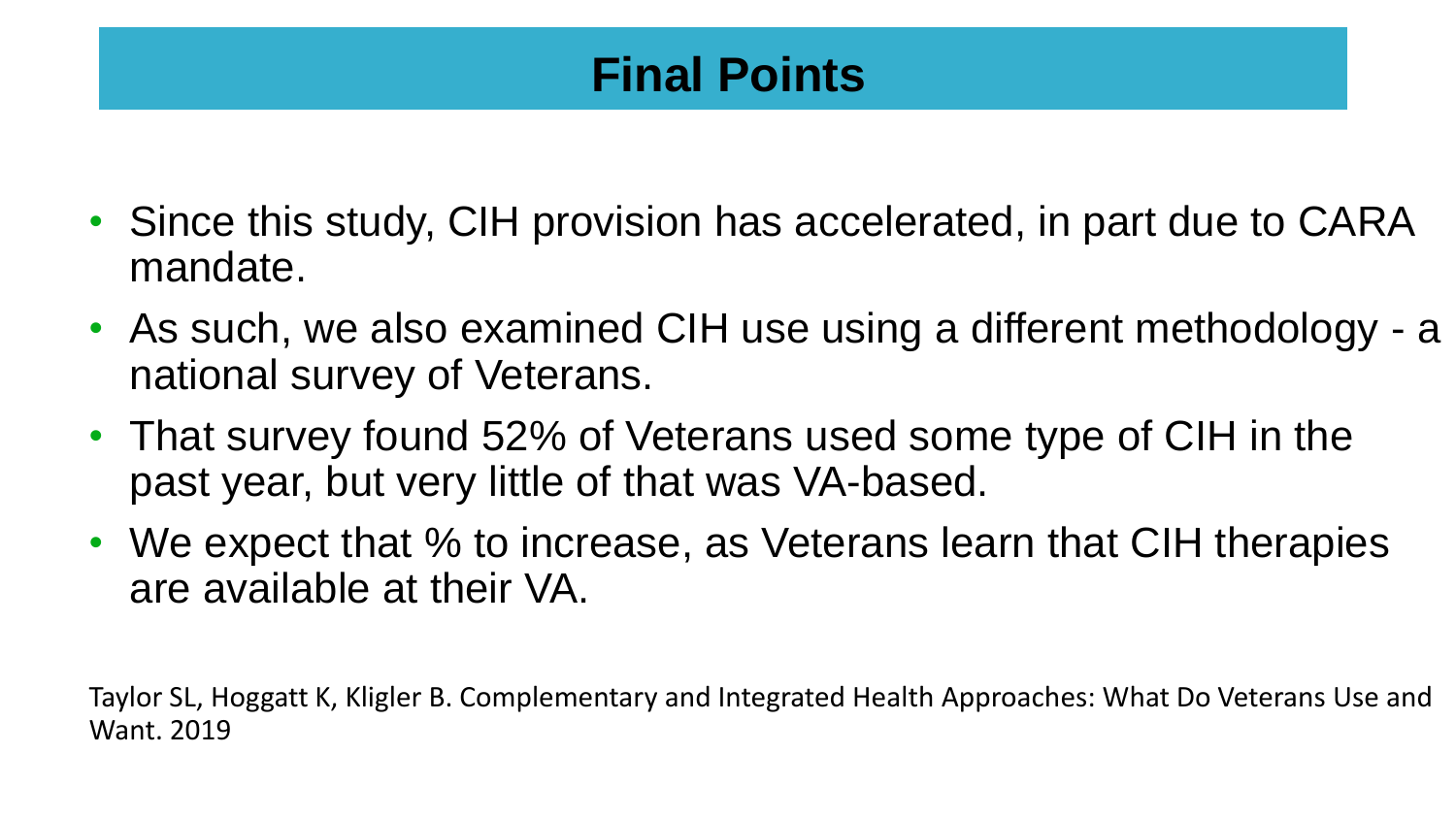# Final Points

- Since this study, CIH provision has accelerated, in part due to CARA mandate.
- As such, we also examined CIH use using a different methodology - a national survey of Veterans.
- That survey found 52% of Veterans used some type of CIH in the past year, but very little of that was VA-based.
- We expect that % to increase, as Veterans learn that CIH therapies are available at their VA.

Taylor SL, Hoggatt K, Kligler B. Complementary and Integrated Health Approaches: What Do Veterans Use and Want. 2019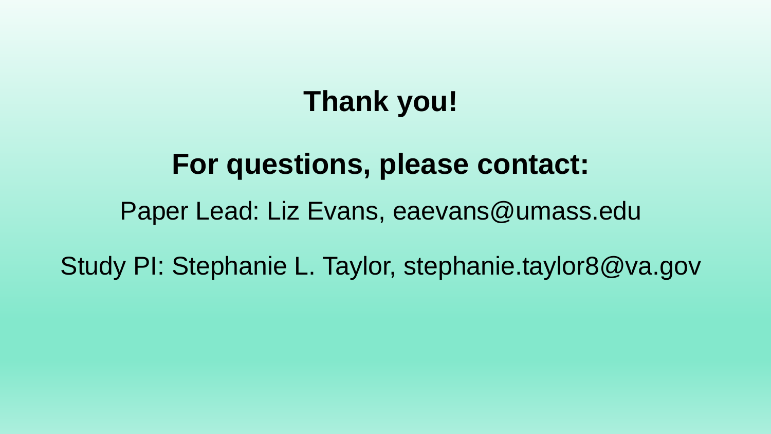# Thank you!

## For questions, please contact:

Paper Lead: Liz Evans, eaevans@umass.edu

Study PI: Stephanie L. Taylor, stephanie.taylor8@va.gov